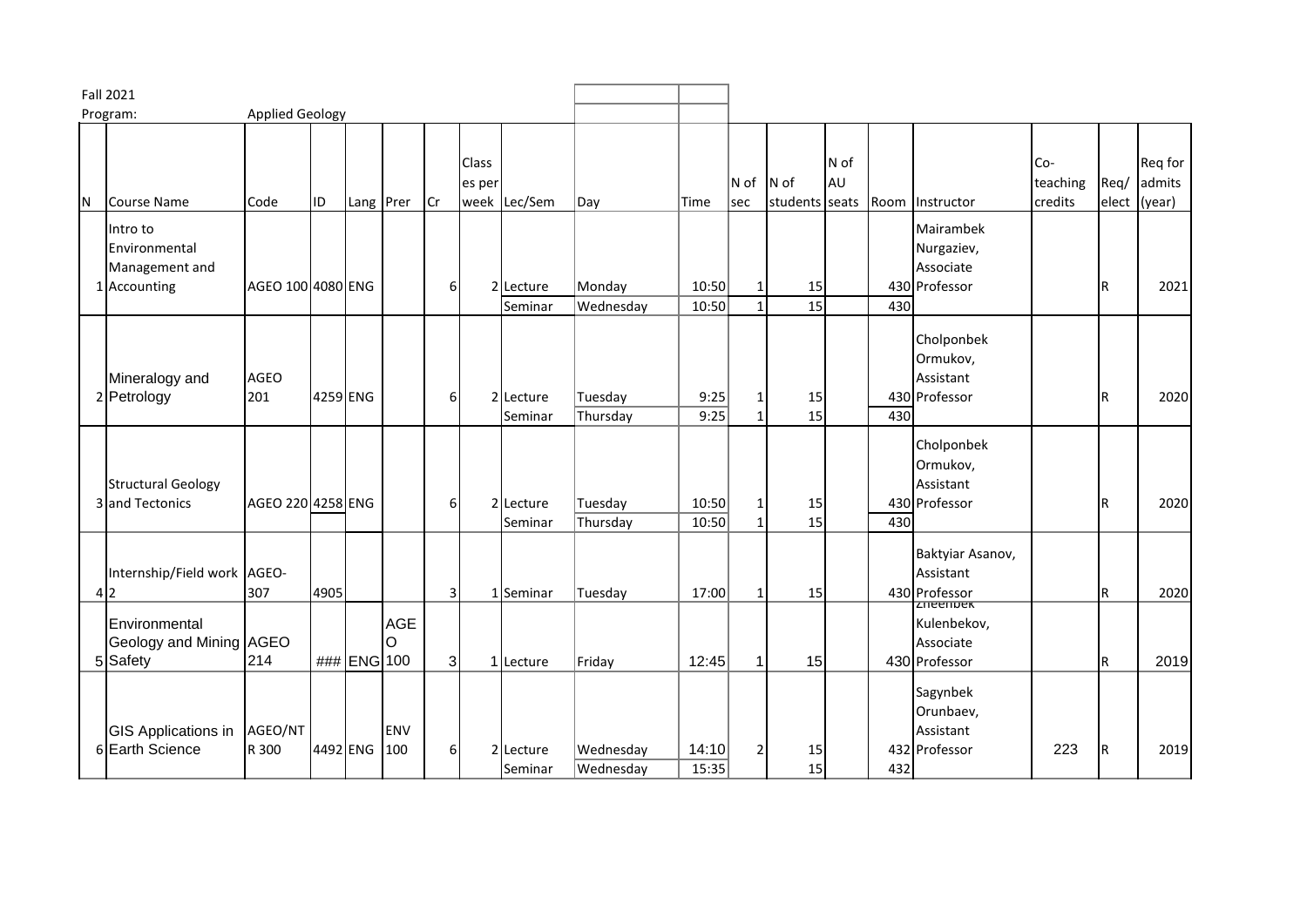Fall 2021

Program: Applied Geology

| N | Course Name | Code | ID | Lang | Prer | Cr | Classes per week | Lec/Sem | Day | Time | N of sec | N of students | N of AU seats | Room | Instructor | Co-teaching credits | Req/ elect | Req for admits (year) |
|---|---|---|---|---|---|---|---|---|---|---|---|---|---|---|---|---|---|---|
| 1 | Intro to Environmental Management and Accounting | AGEO 100 | 4080 | ENG | | 6 | 2 | Lecture | Monday | 10:50 | 1 | 15 | | 430 | Mairambek Nurgaziev, Associate Professor | | R | 2021 |
| | | | | | | | | Seminar | Wednesday | 10:50 | 1 | 15 | | 430 | | | | |
| 2 | Mineralogy and Petrology | AGEO 201 | 4259 | ENG | | 6 | 2 | Lecture | Tuesday | 9:25 | 1 | 15 | | 430 | Cholponbek Ormukov, Assistant Professor | | R | 2020 |
| | | | | | | | | Seminar | Thursday | 9:25 | 1 | 15 | | 430 | | | | |
| 3 | Structural Geology and Tectonics | AGEO 220 | 4258 | ENG | | 6 | 2 | Lecture | Tuesday | 10:50 | 1 | 15 | | 430 | Cholponbek Ormukov, Assistant Professor | | R | 2020 |
| | | | | | | | | Seminar | Thursday | 10:50 | 1 | 15 | | 430 | | | | |
| 4 | Internship/Field work 2 | AGEO-307 | 4905 | | | 3 | 1 | Seminar | Tuesday | 17:00 | 1 | 15 | | 430 | Baktyiar Asanov, Assistant Professor | | R | 2020 |
| 5 | Environmental Geology and Mining Safety | AGEO 214 | ### | ENG | AGEO 100 | 3 | 1 | Lecture | Friday | 12:45 | 1 | 15 | | 430 | Zheenbek Kulenbekov, Associate Professor | | R | 2019 |
| 6 | GIS Applications in Earth Science | AGEO/NTR 300 | 4492 | ENG | ENV 100 | 6 | 2 | Lecture | Wednesday | 14:10 | 2 | 15 | | 432 | Sagynbek Orunbaev, Assistant Professor | 223 | R | 2019 |
| | | | | | | | | Seminar | Wednesday | 15:35 | | 15 | | 432 | | | | |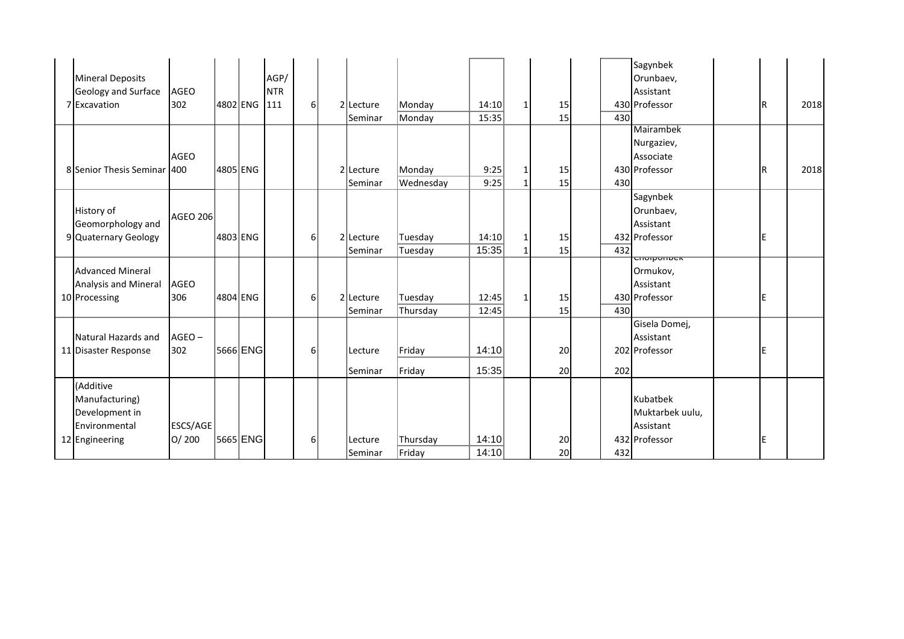| | | | | | | | | | | | | | | | | | | |
|---|---|---|---|---|---|---|---|---|---|---|---|---|---|---|---|---|---|---|
| 7 | Mineral Deposits Geology and Surface Excavation | AGEO 302 | 4802 | ENG | AGP/ NTR 111 | 6 | 2 | Lecture | Monday | 14:10 | 1 | 15 | | 430 | Sagynbek Orunbaev, Assistant Professor | | R | 2018 |
| | | | | | | | | Seminar | Monday | 15:35 | | 15 | | 430 | | | | |
| 8 | Senior Thesis Seminar | AGEO 400 | 4805 | ENG | | | 2 | Lecture | Monday | 9:25 | 1 | 15 | | 430 | Mairambek Nurgaziev, Associate Professor | | R | 2018 |
| | | | | | | | | Seminar | Wednesday | 9:25 | 1 | 15 | | 430 | | | | |
| 9 | History of Geomorphology and Quaternary Geology | AGEO 206 | 4803 | ENG | | 6 | 2 | Lecture | Tuesday | 14:10 | 1 | 15 | | 432 | Sagynbek Orunbaev, Assistant Professor | | E | |
| | | | | | | | | Seminar | Tuesday | 15:35 | 1 | 15 | | 432 | | | | |
| 10 | Advanced Mineral Analysis and Mineral Processing | AGEO 306 | 4804 | ENG | | 6 | 2 | Lecture | Tuesday | 12:45 | 1 | 15 | | 430 | Cholponbek Ormukov, Assistant Professor | | E | |
| | | | | | | | | Seminar | Thursday | 12:45 | | 15 | | 430 | | | | |
| 11 | Natural Hazards and Disaster Response | AGEO – 302 | 5666 | ENG | | 6 | | Lecture | Friday | 14:10 | | 20 | | 202 | Gisela Domej, Assistant Professor | | E | |
| | | | | | | | | Seminar | Friday | 15:35 | | 20 | | 202 | | | | |
| 12 | (Additive Manufacturing) Development in Environmental Engineering | ESCS/AGEO/ 200 | 5665 | ENG | | 6 | | Lecture | Thursday | 14:10 | | 20 | | 432 | Kubatbek Muktarbek uulu, Assistant Professor | | E | |
| | | | | | | | | Seminar | Friday | 14:10 | | 20 | | 432 | | | | |